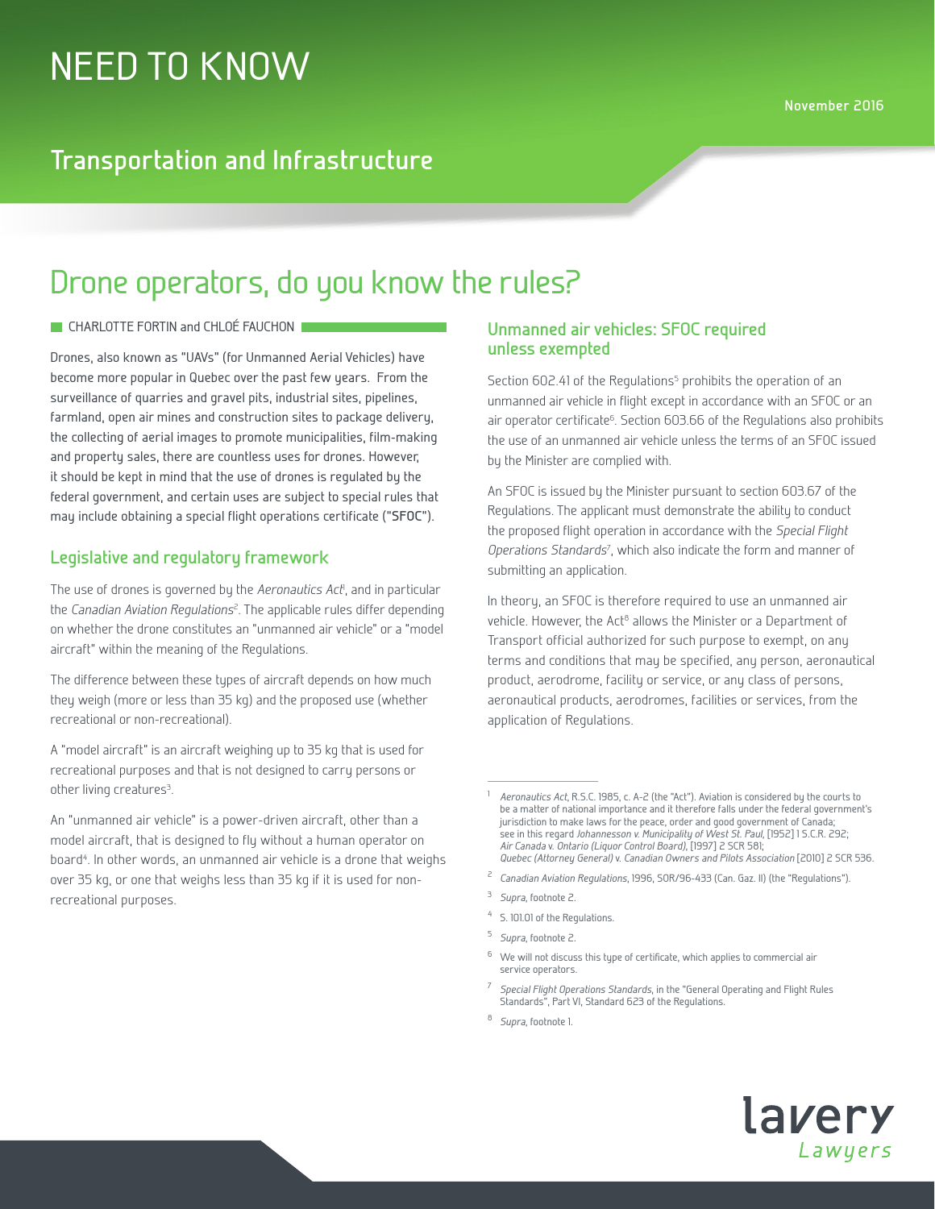# NEED TO KNOW

November 2016

## Transportation and Infrastructure

# Drone operators, do you know the rules?

CHARLOTTE FORTIN and CHLOÉ FAUCHON

Drones, also known as "UAVs" (for Unmanned Aerial Vehicles) have become more popular in Quebec over the past few years. From the surveillance of quarries and gravel pits, industrial sites, pipelines, farmland, open air mines and construction sites to package delivery, the collecting of aerial images to promote municipalities, film-making and property sales, there are countless uses for drones. However, it should be kept in mind that the use of drones is regulated by the federal government, and certain uses are subject to special rules that may include obtaining a special flight operations certificate ("**SFOC**").

### Legislative and regulatory framework

The use of drones is governed by the *Aeronautics Act*[1], and in particular the *Canadian Aviation Regulations*[2]. The applicable rules differ depending on whether the drone constitutes an "unmanned air vehicle" or a "model aircraft" within the meaning of the Regulations.

The difference between these types of aircraft depends on how much they weigh (more or less than 35 kg) and the proposed use (whether recreational or non-recreational).

A "model aircraft" is an aircraft weighing up to 35 kg that is used for recreational purposes and that is not designed to carry persons or other living creatures[3].

An "unmanned air vehicle" is a power-driven aircraft, other than a model aircraft, that is designed to fly without a human operator on board[4]. In other words, an unmanned air vehicle is a drone that weighs over 35 kg, or one that weighs less than 35 kg if it is used for non-recreational purposes.

### Unmanned air vehicles: SFOC required unless exempted

Section 602.41 of the Regulations[5] prohibits the operation of an unmanned air vehicle in flight except in accordance with an SFOC or an air operator certificate[6]. Section 603.66 of the Regulations also prohibits the use of an unmanned air vehicle unless the terms of an SFOC issued by the Minister are complied with.

An SFOC is issued by the Minister pursuant to section 603.67 of the Regulations. The applicant must demonstrate the ability to conduct the proposed flight operation in accordance with the *Special Flight Operations Standards*[7], which also indicate the form and manner of submitting an application.

In theory, an SFOC is therefore required to use an unmanned air vehicle. However, the Act[8] allows the Minister or a Department of Transport official authorized for such purpose to exempt, on any terms and conditions that may be specified, any person, aeronautical product, aerodrome, facility or service, or any class of persons, aeronautical products, aerodromes, facilities or services, from the application of Regulations.

---

1. *Aeronautics Act*, R.S.C. 1985, c. A-2 (the "Act"). Aviation is considered by the courts to be a matter of national importance and it therefore falls under the federal government's jurisdiction to make laws for the peace, order and good government of Canada; see in this regard *Johannesson v. Municipality of West St. Paul*, [1952] 1 S.C.R. 292; *Air Canada v. Ontario (Liquor Control Board)*, [1997] 2 SCR 581; *Quebec (Attorney General) v. Canadian Owners and Pilots Association* [2010] 2 SCR 536.
2. *Canadian Aviation Regulations*, 1996, SOR/96-433 (Can. Gaz. II) (the "Regulations").
3. *Supra*, footnote 2.
4. S. 101.01 of the Regulations.
5. *Supra*, footnote 2.
6. We will not discuss this type of certificate, which applies to commercial air service operators.
7. *Special Flight Operations Standards*, in the "General Operating and Flight Rules Standards", Part VI, Standard 623 of the Regulations.
8. *Supra*, footnote 1.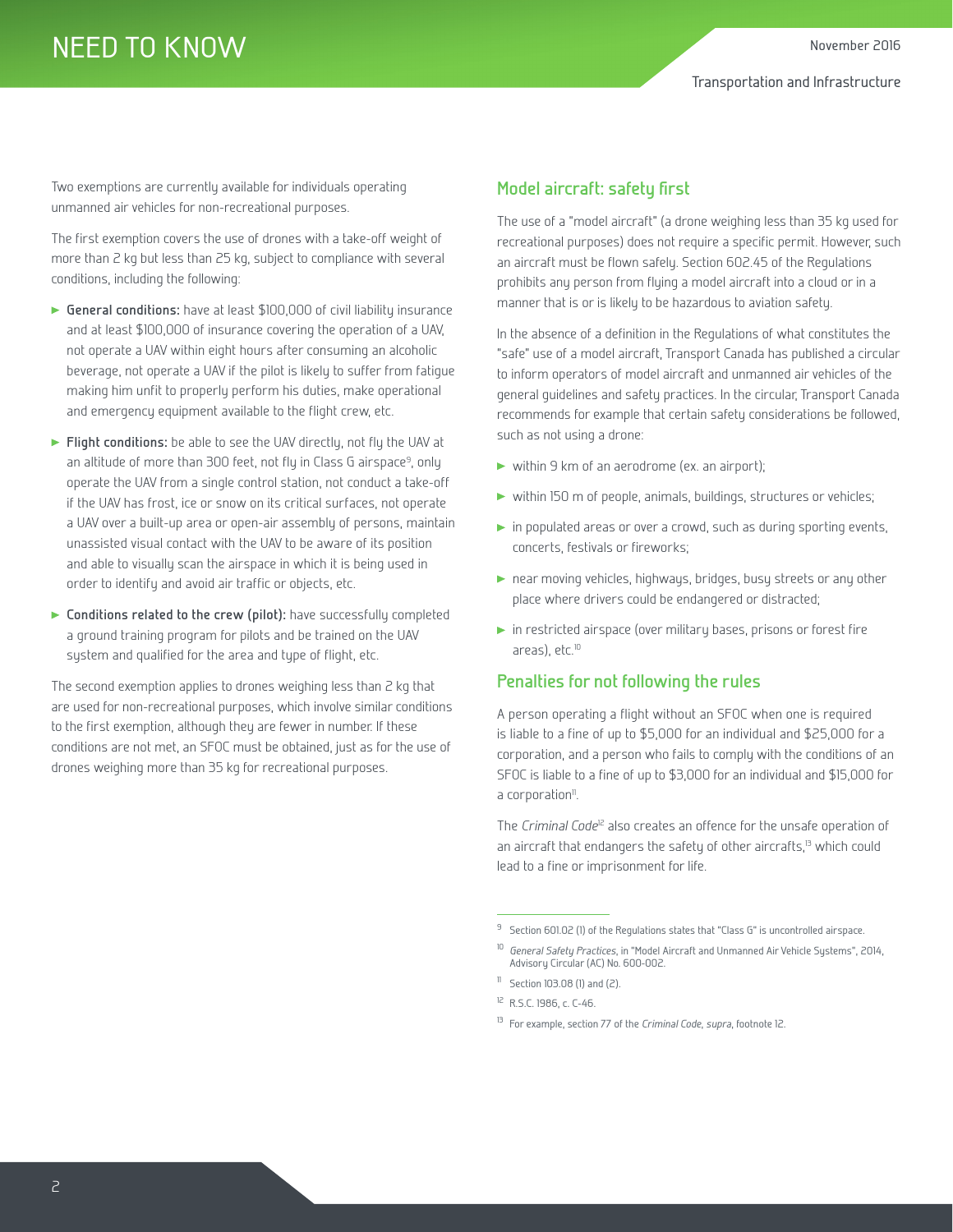Two exemptions are currently available for individuals operating unmanned air vehicles for non-recreational purposes.

The first exemption covers the use of drones with a take-off weight of more than 2 kg but less than 25 kg, subject to compliance with several conditions, including the following:

- **General conditions:** have at least $100,000 of civil liability insurance and at least $100,000 of insurance covering the operation of a UAV, not operate a UAV within eight hours after consuming an alcoholic beverage, not operate a UAV if the pilot is likely to suffer from fatigue making him unfit to properly perform his duties, make operational and emergency equipment available to the flight crew, etc.
- **Flight conditions:** be able to see the UAV directly, not fly the UAV at an altitude of more than 300 feet, not fly in Class G airspace[9], only operate the UAV from a single control station, not conduct a take-off if the UAV has frost, ice or snow on its critical surfaces, not operate a UAV over a built-up area or open-air assembly of persons, maintain unassisted visual contact with the UAV to be aware of its position and able to visually scan the airspace in which it is being used in order to identify and avoid air traffic or objects, etc.
- **Conditions related to the crew (pilot):** have successfully completed a ground training program for pilots and be trained on the UAV system and qualified for the area and type of flight, etc.

The second exemption applies to drones weighing less than 2 kg that are used for non-recreational purposes, which involve similar conditions to the first exemption, although they are fewer in number. If these conditions are not met, an SFOC must be obtained, just as for the use of drones weighing more than 35 kg for recreational purposes.

## Model aircraft: safety first

The use of a "model aircraft" (a drone weighing less than 35 kg used for recreational purposes) does not require a specific permit. However, such an aircraft must be flown safely. Section 602.45 of the Regulations prohibits any person from flying a model aircraft into a cloud or in a manner that is or is likely to be hazardous to aviation safety.

In the absence of a definition in the Regulations of what constitutes the "safe" use of a model aircraft, Transport Canada has published a circular to inform operators of model aircraft and unmanned air vehicles of the general guidelines and safety practices. In the circular, Transport Canada recommends for example that certain safety considerations be followed, such as not using a drone:

- within 9 km of an aerodrome (ex. an airport);
- within 150 m of people, animals, buildings, structures or vehicles;
- in populated areas or over a crowd, such as during sporting events, concerts, festivals or fireworks;
- near moving vehicles, highways, bridges, busy streets or any other place where drivers could be endangered or distracted;
- in restricted airspace (over military bases, prisons or forest fire areas), etc.[10]

## Penalties for not following the rules

A person operating a flight without an SFOC when one is required is liable to a fine of up to $5,000 for an individual and $25,000 for a corporation, and a person who fails to comply with the conditions of an SFOC is liable to a fine of up to $3,000 for an individual and $15,000 for a corporation[11].

The *Criminal Code*[12] also creates an offence for the unsafe operation of an aircraft that endangers the safety of other aircrafts,[13] which could lead to a fine or imprisonment for life.

---

[9] Section 601.02 (1) of the Regulations states that "Class G" is uncontrolled airspace.

[10] *General Safety Practices*, in "Model Aircraft and Unmanned Air Vehicle Systems", 2014, Advisory Circular (AC) No. 600-002.

[11] Section 103.08 (1) and (2).

[12] R.S.C. 1986, c. C-46.

[13] For example, section 77 of the *Criminal Code*, *supra*, footnote 12.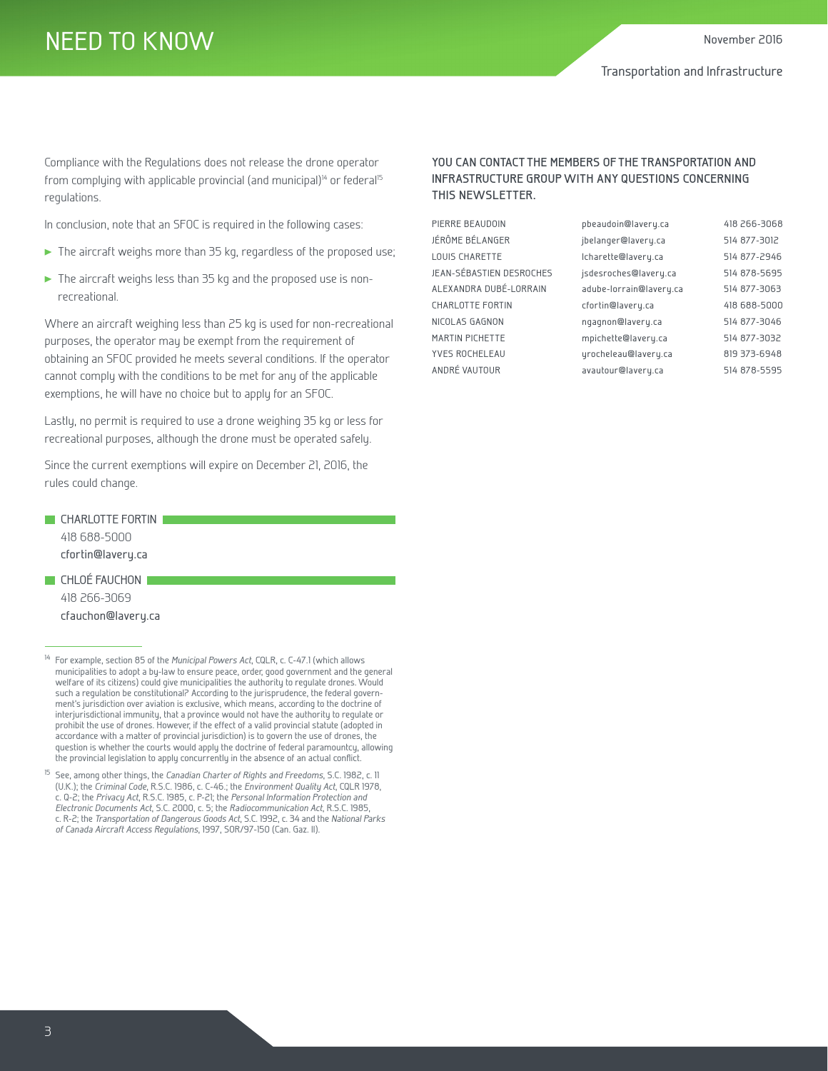Compliance with the Regulations does not release the drone operator from complying with applicable provincial (and municipal)[14] or federal[15] regulations.

In conclusion, note that an SFOC is required in the following cases:

- The aircraft weighs more than 35 kg, regardless of the proposed use;
- The aircraft weighs less than 35 kg and the proposed use is non-recreational.

Where an aircraft weighing less than 25 kg is used for non-recreational purposes, the operator may be exempt from the requirement of obtaining an SFOC provided he meets several conditions. If the operator cannot comply with the conditions to be met for any of the applicable exemptions, he will have no choice but to apply for an SFOC.

Lastly, no permit is required to use a drone weighing 35 kg or less for recreational purposes, although the drone must be operated safely.

Since the current exemptions will expire on December 21, 2016, the rules could change.

**CHARLOTTE FORTIN**
418 688-5000
cfortin@lavery.ca

**CHLOÉ FAUCHON**
418 266-3069
cfauchon@lavery.ca

---

[14] For example, section 85 of the *Municipal Powers Act*, CQLR, c. C-47.1 (which allows municipalities to adopt a by-law to ensure peace, order, good government and the general welfare of its citizens) could give municipalities the authority to regulate drones. Would such a regulation be constitutional? According to the jurisprudence, the federal government's jurisdiction over aviation is exclusive, which means, according to the doctrine of interjurisdictional immunity, that a province would not have the authority to regulate or prohibit the use of drones. However, if the effect of a valid provincial statute (adopted in accordance with a matter of provincial jurisdiction) is to govern the use of drones, the question is whether the courts would apply the doctrine of federal paramountcy, allowing the provincial legislation to apply concurrently in the absence of an actual conflict.

[15] See, among other things, the *Canadian Charter of Rights and Freedoms*, S.C. 1982, c. 11 (U.K.); the *Criminal Code*, R.S.C. 1986, c. C-46.; the *Environment Quality Act*, CQLR 1978, c. Q-2; the *Privacy Act*, R.S.C. 1985, c. P-21; the *Personal Information Protection and Electronic Documents Act*, S.C. 2000, c. 5; the *Radiocommunication Act*, R.S.C. 1985, c. R-2; the *Transportation of Dangerous Goods Act*, S.C. 1992, c. 34 and the *National Parks of Canada Aircraft Access Regulations*, 1997, SOR/97-150 (Can. Gaz. II).

## YOU CAN CONTACT THE MEMBERS OF THE TRANSPORTATION AND INFRASTRUCTURE GROUP WITH ANY QUESTIONS CONCERNING THIS NEWSLETTER.

| Name | Email | Phone |
|---|---|---|
| PIERRE BEAUDOIN | pbeaudoin@lavery.ca | 418 266-3068 |
| JÉRÔME BÉLANGER | jbelanger@lavery.ca | 514 877-3012 |
| LOUIS CHARETTE | lcharette@lavery.ca | 514 877-2946 |
| JEAN-SÉBASTIEN DESROCHES | jsdesroches@lavery.ca | 514 878-5695 |
| ALEXANDRA DUBÉ-LORRAIN | adube-lorrain@lavery.ca | 514 877-3063 |
| CHARLOTTE FORTIN | cfortin@lavery.ca | 418 688-5000 |
| NICOLAS GAGNON | ngagnon@lavery.ca | 514 877-3046 |
| MARTIN PICHETTE | mpichette@lavery.ca | 514 877-3032 |
| YVES ROCHELEAU | yrocheleau@lavery.ca | 819 373-6948 |
| ANDRÉ VAUTOUR | avautour@lavery.ca | 514 878-5595 |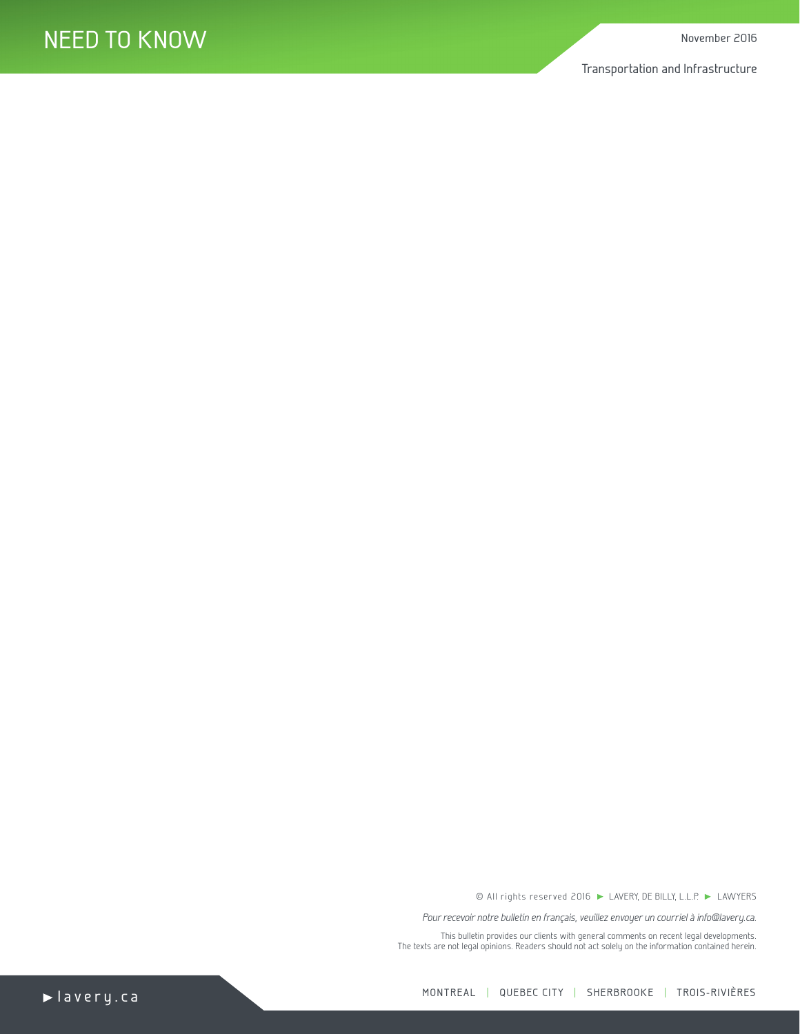© All rights reserved 2016 ► LAVERY, DE BILLY, L.L.P. ► LAWYERS

*Pour recevoir notre bulletin en français, veuillez envoyer un courriel à info@lavery.ca.*

This bulletin provides our clients with general comments on recent legal developments.
The texts are not legal opinions. Readers should not act solely on the information contained herein.

► lavery.ca

MONTREAL | QUEBEC CITY | SHERBROOKE | TROIS-RIVIÈRES